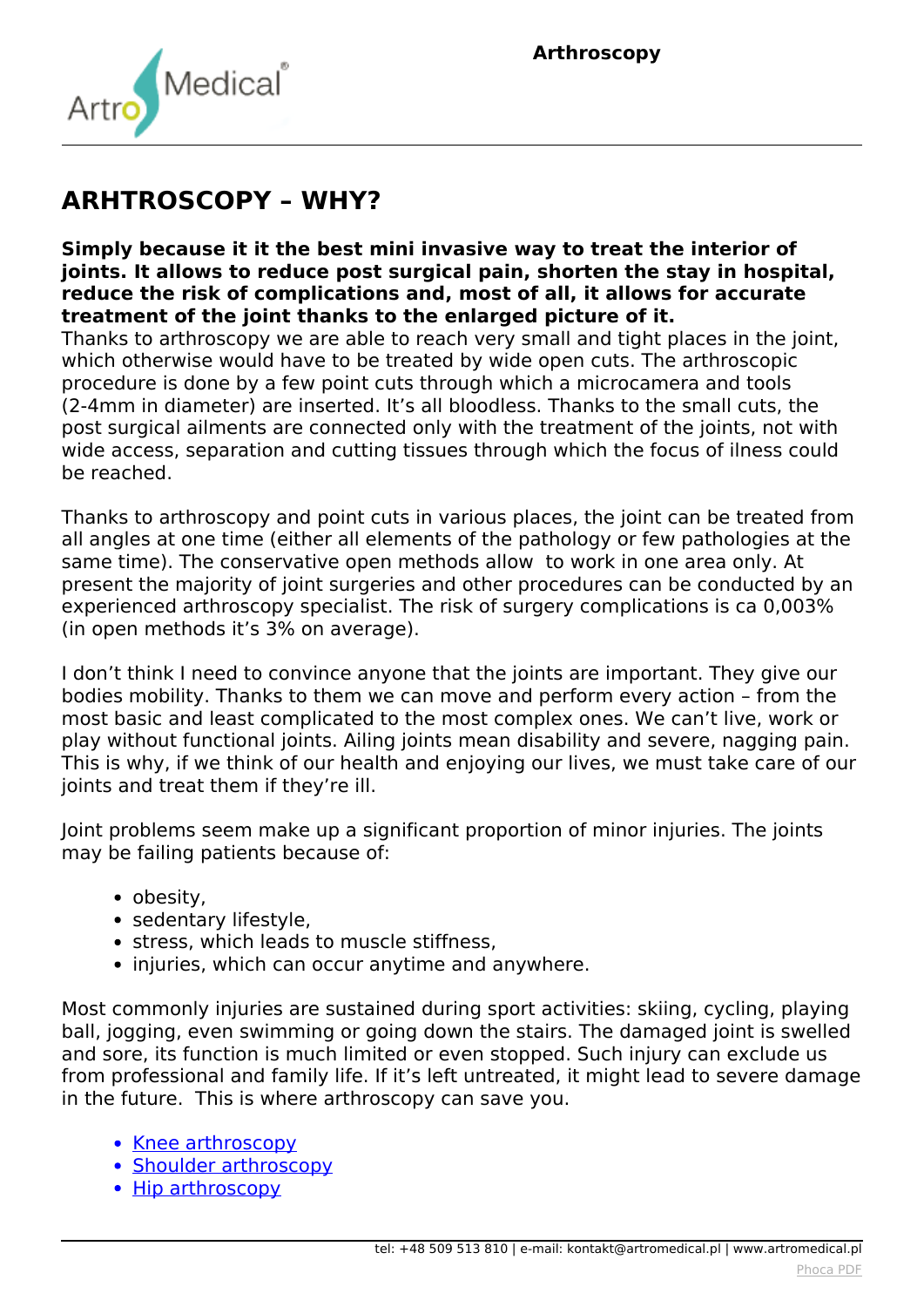# ARHTROSCOPY – WHY?

**Simply because it it the best mini invasive way to treat the interior of joints. It allows to reduce post surgical pain, shorten the stay in hospital, reduce the risk of complications and, most of all, it allows for accurate treatment of the joint thanks to the enlarged picture of it.**
Thanks to arthroscopy we are able to reach very small and tight places in the joint, which otherwise would have to be treated by wide open cuts. The arthroscopic procedure is done by a few point cuts through which a microcamera and tools (2-4mm in diameter) are inserted. It's all bloodless. Thanks to the small cuts, the post surgical ailments are connected only with the treatment of the joints, not with wide access, separation and cutting tissues through which the focus of ilness could be reached.

Thanks to arthroscopy and point cuts in various places, the joint can be treated from all angles at one time (either all elements of the pathology or few pathologies at the same time). The conservative open methods allow to work in one area only. At present the majority of joint surgeries and other procedures can be conducted by an experienced arthroscopy specialist. The risk of surgery complications is ca 0,003% (in open methods it's 3% on average).

I don't think I need to convince anyone that the joints are important. They give our bodies mobility. Thanks to them we can move and perform every action – from the most basic and least complicated to the most complex ones. We can't live, work or play without functional joints. Ailing joints mean disability and severe, nagging pain. This is why, if we think of our health and enjoying our lives, we must take care of our joints and treat them if they're ill.

Joint problems seem make up a significant proportion of minor injuries. The joints may be failing patients because of:

- obesity,
- sedentary lifestyle,
- stress, which leads to muscle stiffness,
- injuries, which can occur anytime and anywhere.

Most commonly injuries are sustained during sport activities: skiing, cycling, playing ball, jogging, even swimming or going down the stairs. The damaged joint is swelled and sore, its function is much limited or even stopped. Such injury can exclude us from professional and family life. If it's left untreated, it might lead to severe damage in the future. This is where arthroscopy can save you.

- Knee arthroscopy
- Shoulder arthroscopy
- Hip arthroscopy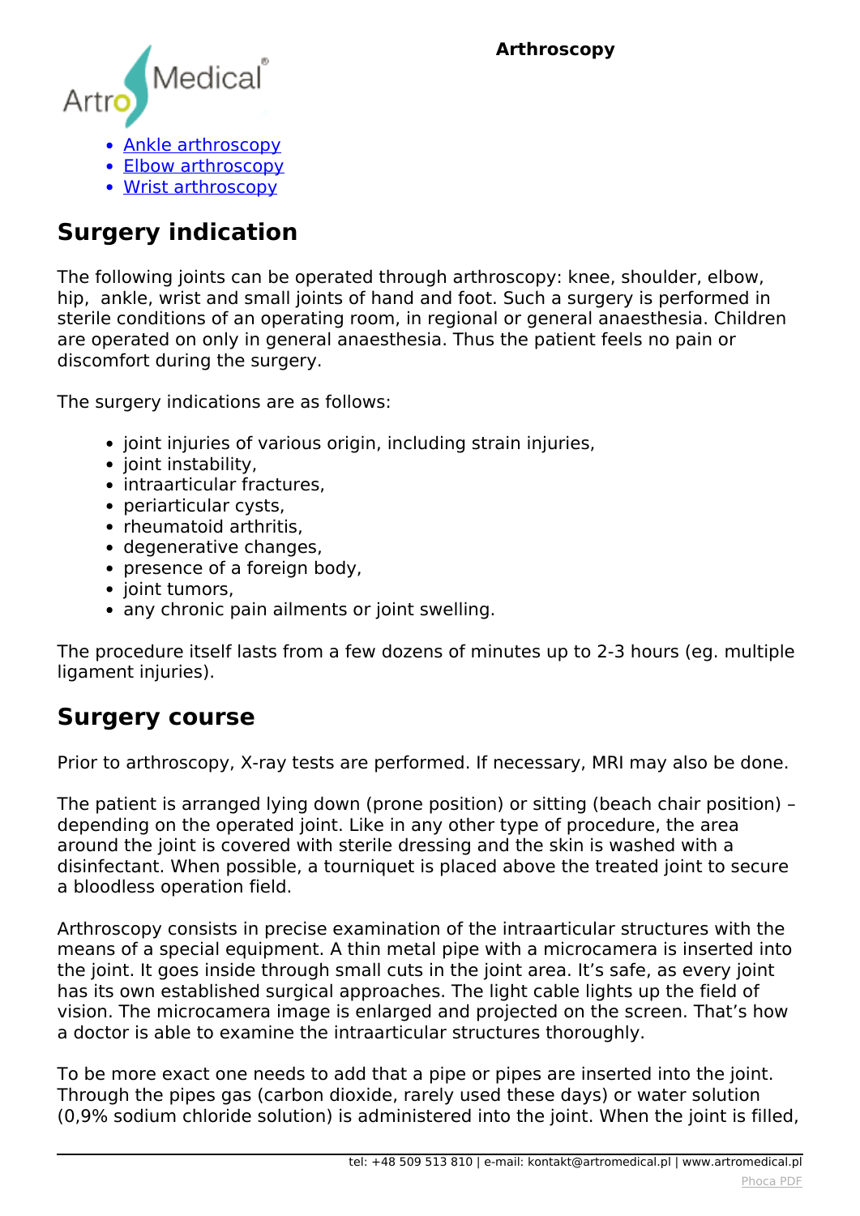- [Ankle arthroscopy]
- [Elbow arthroscopy]
- [Wrist arthroscopy]

## Surgery indication

The following joints can be operated through arthroscopy: knee, shoulder, elbow, hip, ankle, wrist and small joints of hand and foot. Such a surgery is performed in sterile conditions of an operating room, in regional or general anaesthesia. Children are operated on only in general anaesthesia. Thus the patient feels no pain or discomfort during the surgery.

The surgery indications are as follows:

- joint injuries of various origin, including strain injuries,
- joint instability,
- intraarticular fractures,
- periarticular cysts,
- rheumatoid arthritis,
- degenerative changes,
- presence of a foreign body,
- joint tumors,
- any chronic pain ailments or joint swelling.

The procedure itself lasts from a few dozens of minutes up to 2-3 hours (eg. multiple ligament injuries).

## Surgery course

Prior to arthroscopy, X-ray tests are performed. If necessary, MRI may also be done.

The patient is arranged lying down (prone position) or sitting (beach chair position) – depending on the operated joint. Like in any other type of procedure, the area around the joint is covered with sterile dressing and the skin is washed with a disinfectant. When possible, a tourniquet is placed above the treated joint to secure a bloodless operation field.

Arthroscopy consists in precise examination of the intraarticular structures with the means of a special equipment. A thin metal pipe with a microcamera is inserted into the joint. It goes inside through small cuts in the joint area. It's safe, as every joint has its own established surgical approaches. The light cable lights up the field of vision. The microcamera image is enlarged and projected on the screen. That's how a doctor is able to examine the intraarticular structures thoroughly.

To be more exact one needs to add that a pipe or pipes are inserted into the joint. Through the pipes gas (carbon dioxide, rarely used these days) or water solution (0,9% sodium chloride solution) is administered into the joint. When the joint is filled,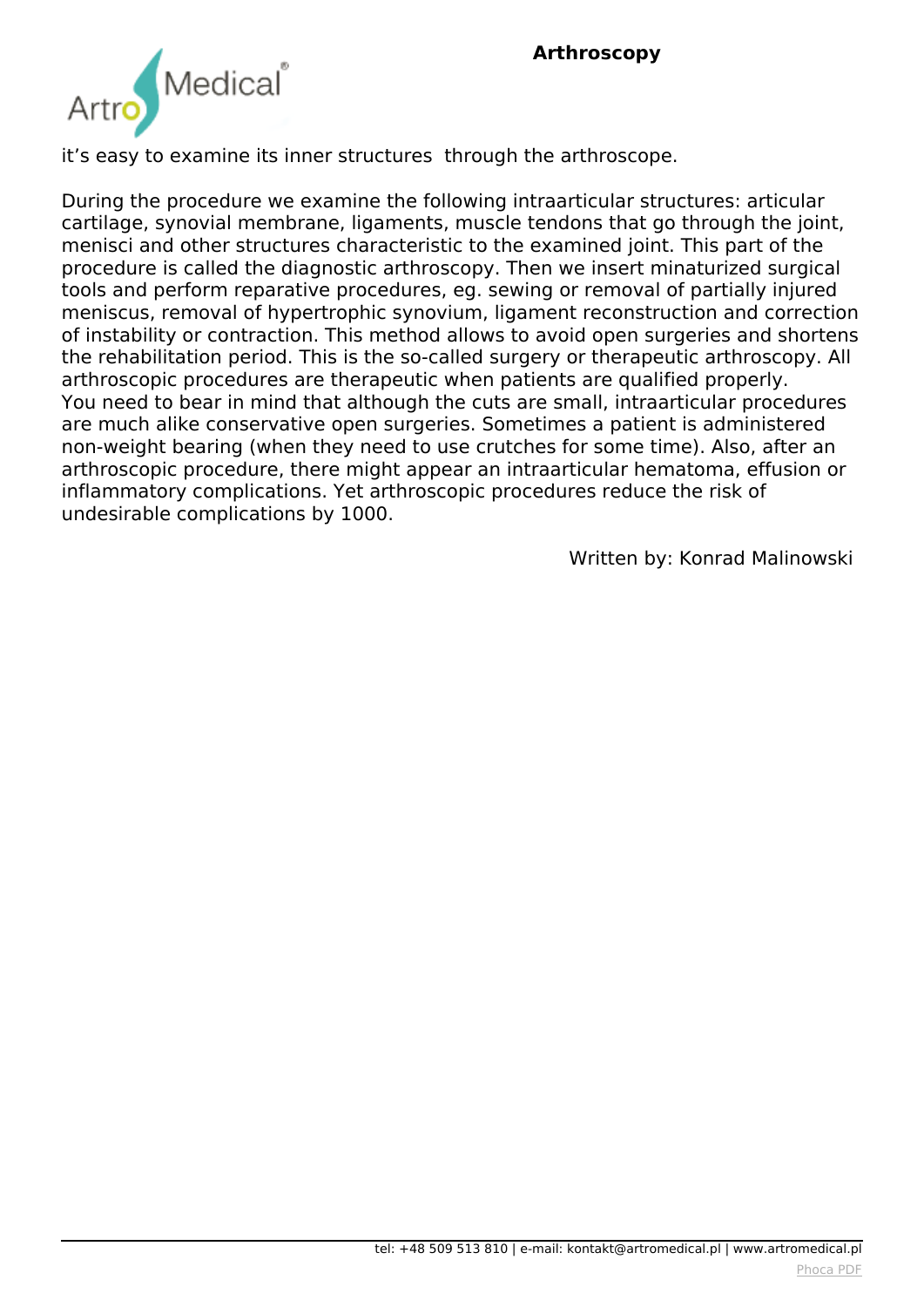it’s easy to examine its inner structures  through the arthroscope.

During the procedure we examine the following intraarticular structures: articular cartilage, synovial membrane, ligaments, muscle tendons that go through the joint, menisci and other structures characteristic to the examined joint. This part of the procedure is called the diagnostic arthroscopy. Then we insert minaturized surgical tools and perform reparative procedures, eg. sewing or removal of partially injured meniscus, removal of hypertrophic synovium, ligament reconstruction and correction of instability or contraction. This method allows to avoid open surgeries and shortens the rehabilitation period. This is the so-called surgery or therapeutic arthroscopy. All arthroscopic procedures are therapeutic when patients are qualified properly.
You need to bear in mind that although the cuts are small, intraarticular procedures are much alike conservative open surgeries. Sometimes a patient is administered non-weight bearing (when they need to use crutches for some time). Also, after an arthroscopic procedure, there might appear an intraarticular hematoma, effusion or inflammatory complications. Yet arthroscopic procedures reduce the risk of undesirable complications by 1000.

Written by: Konrad Malinowski